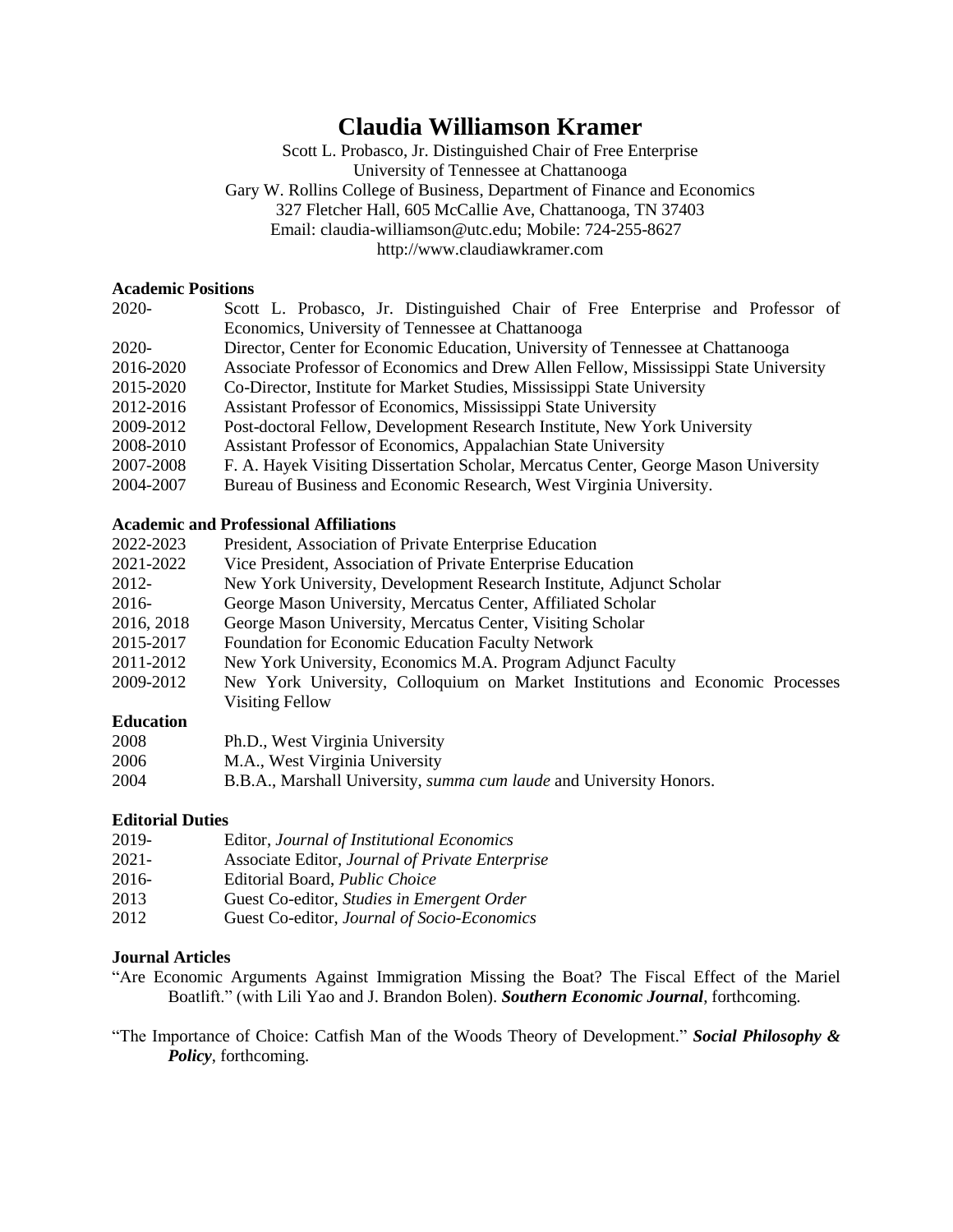# Claudia Williamson Kramer

Scott L. Probasco, Jr. Distinguished Chair of Free Enterprise
University of Tennessee at Chattanooga
Gary W. Rollins College of Business, Department of Finance and Economics
327 Fletcher Hall, 605 McCallie Ave, Chattanooga, TN 37403
Email: claudia-williamson@utc.edu; Mobile: 724-255-8627
http://www.claudiawkramer.com

## Academic Positions

| | |
|---|---|
| 2020- | Scott L. Probasco, Jr. Distinguished Chair of Free Enterprise and Professor of Economics, University of Tennessee at Chattanooga |
| 2020- | Director, Center for Economic Education, University of Tennessee at Chattanooga |
| 2016-2020 | Associate Professor of Economics and Drew Allen Fellow, Mississippi State University |
| 2015-2020 | Co-Director, Institute for Market Studies, Mississippi State University |
| 2012-2016 | Assistant Professor of Economics, Mississippi State University |
| 2009-2012 | Post-doctoral Fellow, Development Research Institute, New York University |
| 2008-2010 | Assistant Professor of Economics, Appalachian State University |
| 2007-2008 | F. A. Hayek Visiting Dissertation Scholar, Mercatus Center, George Mason University |
| 2004-2007 | Bureau of Business and Economic Research, West Virginia University. |

## Academic and Professional Affiliations

| | |
|---|---|
| 2022-2023 | President, Association of Private Enterprise Education |
| 2021-2022 | Vice President, Association of Private Enterprise Education |
| 2012- | New York University, Development Research Institute, Adjunct Scholar |
| 2016- | George Mason University, Mercatus Center, Affiliated Scholar |
| 2016, 2018 | George Mason University, Mercatus Center, Visiting Scholar |
| 2015-2017 | Foundation for Economic Education Faculty Network |
| 2011-2012 | New York University, Economics M.A. Program Adjunct Faculty |
| 2009-2012 | New York University, Colloquium on Market Institutions and Economic Processes Visiting Fellow |

## Education

| | |
|---|---|
| 2008 | Ph.D., West Virginia University |
| 2006 | M.A., West Virginia University |
| 2004 | B.B.A., Marshall University, *summa cum laude* and University Honors. |

## Editorial Duties

| | |
|---|---|
| 2019- | Editor, *Journal of Institutional Economics* |
| 2021- | Associate Editor, *Journal of Private Enterprise* |
| 2016- | Editorial Board, *Public Choice* |
| 2013 | Guest Co-editor, *Studies in Emergent Order* |
| 2012 | Guest Co-editor, *Journal of Socio-Economics* |

## Journal Articles

"Are Economic Arguments Against Immigration Missing the Boat? The Fiscal Effect of the Mariel Boatlift." (with Lili Yao and J. Brandon Bolen). ***Southern Economic Journal***, forthcoming.

"The Importance of Choice: Catfish Man of the Woods Theory of Development." ***Social Philosophy & Policy***, forthcoming.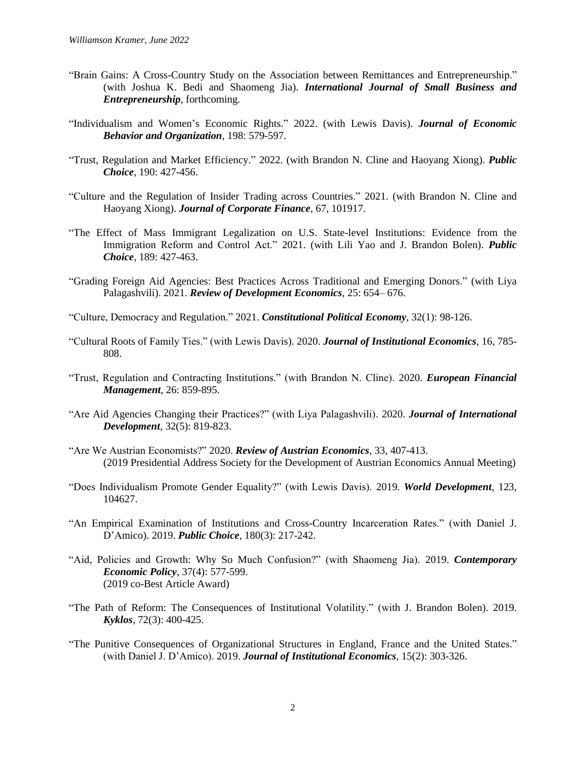"Brain Gains: A Cross-Country Study on the Association between Remittances and Entrepreneurship." (with Joshua K. Bedi and Shaomeng Jia). ***International Journal of Small Business and Entrepreneurship***, forthcoming.

"Individualism and Women's Economic Rights." 2022. (with Lewis Davis). ***Journal of Economic Behavior and Organization***, 198: 579-597.

"Trust, Regulation and Market Efficiency." 2022. (with Brandon N. Cline and Haoyang Xiong). ***Public Choice***, 190: 427-456.

"Culture and the Regulation of Insider Trading across Countries." 2021. (with Brandon N. Cline and Haoyang Xiong). ***Journal of Corporate Finance***, 67, 101917.

"The Effect of Mass Immigrant Legalization on U.S. State-level Institutions: Evidence from the Immigration Reform and Control Act." 2021. (with Lili Yao and J. Brandon Bolen). ***Public Choice***, 189: 427-463.

"Grading Foreign Aid Agencies: Best Practices Across Traditional and Emerging Donors." (with Liya Palagashvili). 2021. ***Review of Development Economics***, 25: 654– 676.

"Culture, Democracy and Regulation." 2021. ***Constitutional Political Economy***, 32(1): 98-126.

"Cultural Roots of Family Ties." (with Lewis Davis). 2020. ***Journal of Institutional Economics***, 16, 785-808.

"Trust, Regulation and Contracting Institutions." (with Brandon N. Cline). 2020. ***European Financial Management***, 26: 859-895.

"Are Aid Agencies Changing their Practices?" (with Liya Palagashvili). 2020. ***Journal of International Development***, 32(5): 819-823.

"Are We Austrian Economists?" 2020. ***Review of Austrian Economics***, 33, 407-413.
(2019 Presidential Address Society for the Development of Austrian Economics Annual Meeting)

"Does Individualism Promote Gender Equality?" (with Lewis Davis). 2019. ***World Development***, 123, 104627.

"An Empirical Examination of Institutions and Cross-Country Incarceration Rates." (with Daniel J. D'Amico). 2019. ***Public Choice***, 180(3): 217-242.

"Aid, Policies and Growth: Why So Much Confusion?" (with Shaomeng Jia). 2019. ***Contemporary Economic Policy***, 37(4): 577-599.
(2019 co-Best Article Award)

"The Path of Reform: The Consequences of Institutional Volatility." (with J. Brandon Bolen). 2019. ***Kyklos***, 72(3): 400-425.

"The Punitive Consequences of Organizational Structures in England, France and the United States." (with Daniel J. D'Amico). 2019. ***Journal of Institutional Economics***, 15(2): 303-326.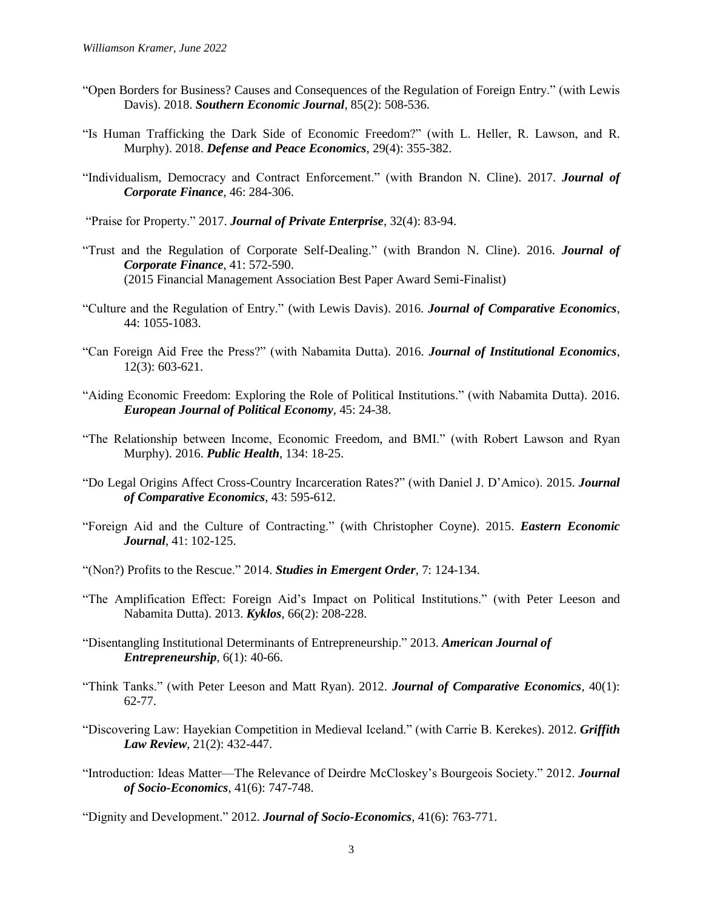"Open Borders for Business? Causes and Consequences of the Regulation of Foreign Entry." (with Lewis Davis). 2018. ***Southern Economic Journal***, 85(2): 508-536.

"Is Human Trafficking the Dark Side of Economic Freedom?" (with L. Heller, R. Lawson, and R. Murphy). 2018. ***Defense and Peace Economics***, 29(4): 355-382.

"Individualism, Democracy and Contract Enforcement." (with Brandon N. Cline). 2017. ***Journal of Corporate Finance***, 46: 284-306.

"Praise for Property." 2017. ***Journal of Private Enterprise***, 32(4): 83-94.

"Trust and the Regulation of Corporate Self-Dealing." (with Brandon N. Cline). 2016. ***Journal of Corporate Finance***, 41: 572-590.
(2015 Financial Management Association Best Paper Award Semi-Finalist)

"Culture and the Regulation of Entry." (with Lewis Davis). 2016. ***Journal of Comparative Economics***, 44: 1055-1083.

"Can Foreign Aid Free the Press?" (with Nabamita Dutta). 2016. ***Journal of Institutional Economics***, 12(3): 603-621.

"Aiding Economic Freedom: Exploring the Role of Political Institutions." (with Nabamita Dutta). 2016. ***European Journal of Political Economy***, 45: 24-38.

"The Relationship between Income, Economic Freedom, and BMI." (with Robert Lawson and Ryan Murphy). 2016. ***Public Health***, 134: 18-25.

"Do Legal Origins Affect Cross-Country Incarceration Rates?" (with Daniel J. D'Amico). 2015. ***Journal of Comparative Economics***, 43: 595-612.

"Foreign Aid and the Culture of Contracting." (with Christopher Coyne). 2015. ***Eastern Economic Journal***, 41: 102-125.

"(Non?) Profits to the Rescue." 2014. ***Studies in Emergent Order***, 7: 124-134.

"The Amplification Effect: Foreign Aid's Impact on Political Institutions." (with Peter Leeson and Nabamita Dutta). 2013. ***Kyklos***, 66(2): 208-228.

"Disentangling Institutional Determinants of Entrepreneurship." 2013. ***American Journal of Entrepreneurship***, 6(1): 40-66.

"Think Tanks." (with Peter Leeson and Matt Ryan). 2012. ***Journal of Comparative Economics***, 40(1): 62-77.

"Discovering Law: Hayekian Competition in Medieval Iceland." (with Carrie B. Kerekes). 2012. ***Griffith Law Review***, 21(2): 432-447.

"Introduction: Ideas Matter—The Relevance of Deirdre McCloskey's Bourgeois Society." 2012. ***Journal of Socio-Economics***, 41(6): 747-748.

"Dignity and Development." 2012. ***Journal of Socio-Economics***, 41(6): 763-771.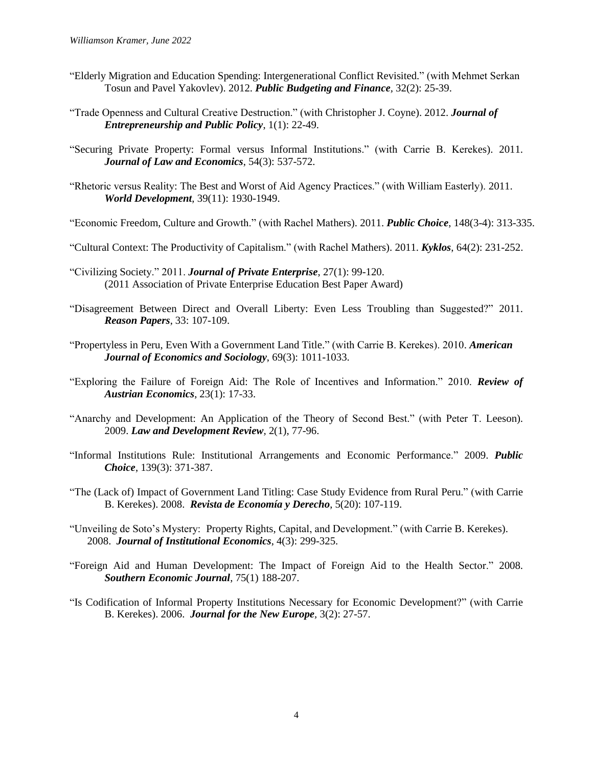"Elderly Migration and Education Spending: Intergenerational Conflict Revisited." (with Mehmet Serkan Tosun and Pavel Yakovlev). 2012. ***Public Budgeting and Finance***, 32(2): 25-39.

"Trade Openness and Cultural Creative Destruction." (with Christopher J. Coyne). 2012. ***Journal of Entrepreneurship and Public Policy***, 1(1): 22-49.

"Securing Private Property: Formal versus Informal Institutions." (with Carrie B. Kerekes). 2011. ***Journal of Law and Economics***, 54(3): 537-572.

"Rhetoric versus Reality: The Best and Worst of Aid Agency Practices." (with William Easterly). 2011. ***World Development***, 39(11): 1930-1949.

"Economic Freedom, Culture and Growth." (with Rachel Mathers). 2011. ***Public Choice***, 148(3-4): 313-335.

"Cultural Context: The Productivity of Capitalism." (with Rachel Mathers). 2011. ***Kyklos***, 64(2): 231-252.

"Civilizing Society." 2011. ***Journal of Private Enterprise***, 27(1): 99-120.
(2011 Association of Private Enterprise Education Best Paper Award)

"Disagreement Between Direct and Overall Liberty: Even Less Troubling than Suggested?" 2011. ***Reason Papers***, 33: 107-109.

"Propertyless in Peru, Even With a Government Land Title." (with Carrie B. Kerekes). 2010. ***American Journal of Economics and Sociology***, 69(3): 1011-1033.

"Exploring the Failure of Foreign Aid: The Role of Incentives and Information." 2010. ***Review of Austrian Economics***, 23(1): 17-33.

"Anarchy and Development: An Application of the Theory of Second Best." (with Peter T. Leeson). 2009. ***Law and Development Review***, 2(1), 77-96.

"Informal Institutions Rule: Institutional Arrangements and Economic Performance." 2009. ***Public Choice***, 139(3): 371-387.

"The (Lack of) Impact of Government Land Titling: Case Study Evidence from Rural Peru." (with Carrie B. Kerekes). 2008. ***Revista de Economía y Derecho***, 5(20): 107-119.

"Unveiling de Soto's Mystery: Property Rights, Capital, and Development." (with Carrie B. Kerekes). 2008. ***Journal of Institutional Economics***, 4(3): 299-325.

"Foreign Aid and Human Development: The Impact of Foreign Aid to the Health Sector." 2008. ***Southern Economic Journal***, 75(1) 188-207.

"Is Codification of Informal Property Institutions Necessary for Economic Development?" (with Carrie B. Kerekes). 2006. ***Journal for the New Europe***, 3(2): 27-57.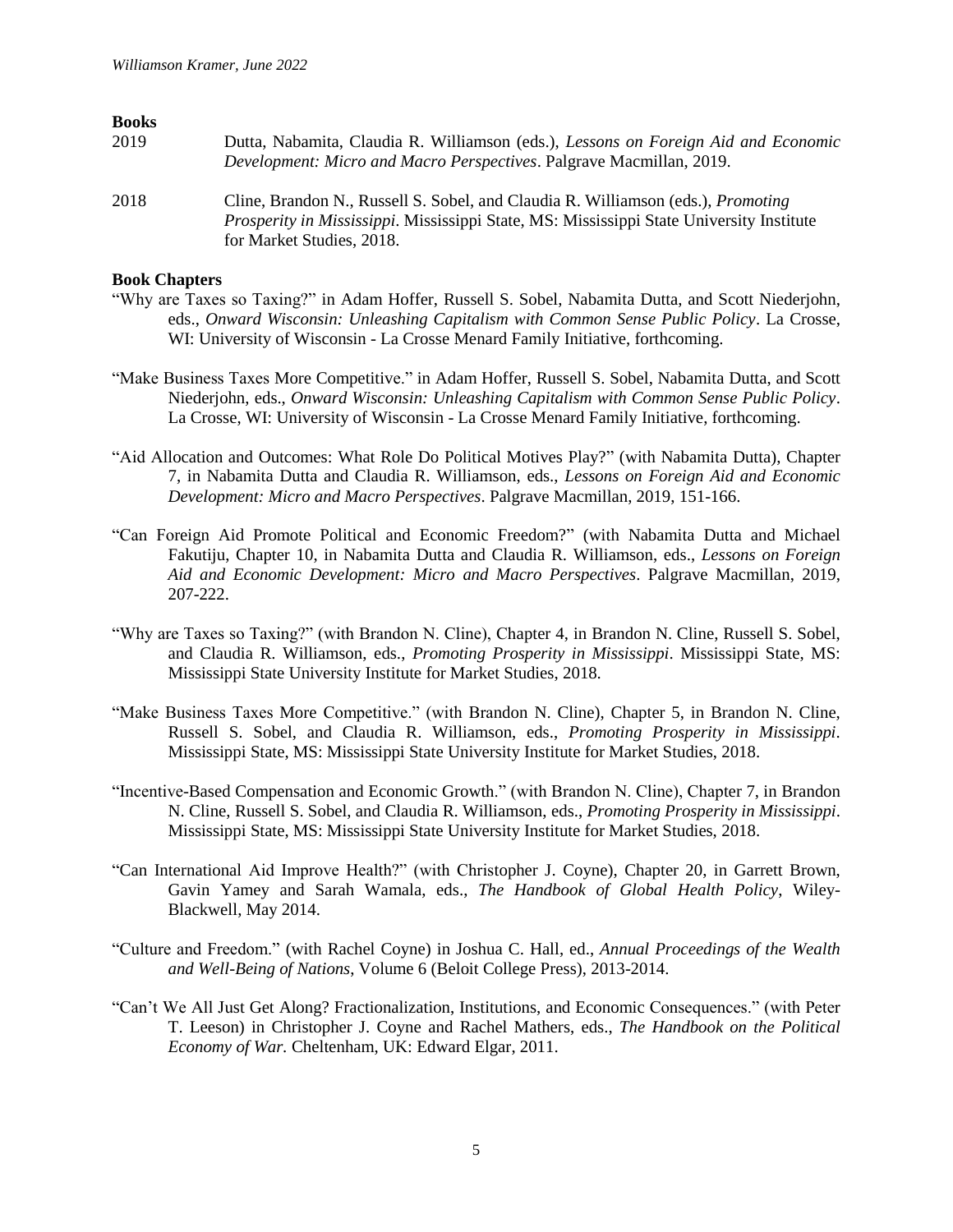**Books**

2019 Dutta, Nabamita, Claudia R. Williamson (eds.), *Lessons on Foreign Aid and Economic Development: Micro and Macro Perspectives*. Palgrave Macmillan, 2019.

2018 Cline, Brandon N., Russell S. Sobel, and Claudia R. Williamson (eds.), *Promoting Prosperity in Mississippi*. Mississippi State, MS: Mississippi State University Institute for Market Studies, 2018.

**Book Chapters**

"Why are Taxes so Taxing?" in Adam Hoffer, Russell S. Sobel, Nabamita Dutta, and Scott Niederjohn, eds., *Onward Wisconsin: Unleashing Capitalism with Common Sense Public Policy*. La Crosse, WI: University of Wisconsin - La Crosse Menard Family Initiative, forthcoming.

"Make Business Taxes More Competitive." in Adam Hoffer, Russell S. Sobel, Nabamita Dutta, and Scott Niederjohn, eds., *Onward Wisconsin: Unleashing Capitalism with Common Sense Public Policy*. La Crosse, WI: University of Wisconsin - La Crosse Menard Family Initiative, forthcoming.

"Aid Allocation and Outcomes: What Role Do Political Motives Play?" (with Nabamita Dutta), Chapter 7, in Nabamita Dutta and Claudia R. Williamson, eds., *Lessons on Foreign Aid and Economic Development: Micro and Macro Perspectives*. Palgrave Macmillan, 2019, 151-166.

"Can Foreign Aid Promote Political and Economic Freedom?" (with Nabamita Dutta and Michael Fakutiju, Chapter 10, in Nabamita Dutta and Claudia R. Williamson, eds., *Lessons on Foreign Aid and Economic Development: Micro and Macro Perspectives*. Palgrave Macmillan, 2019, 207-222.

"Why are Taxes so Taxing?" (with Brandon N. Cline), Chapter 4, in Brandon N. Cline, Russell S. Sobel, and Claudia R. Williamson, eds., *Promoting Prosperity in Mississippi*. Mississippi State, MS: Mississippi State University Institute for Market Studies, 2018.

"Make Business Taxes More Competitive." (with Brandon N. Cline), Chapter 5, in Brandon N. Cline, Russell S. Sobel, and Claudia R. Williamson, eds., *Promoting Prosperity in Mississippi*. Mississippi State, MS: Mississippi State University Institute for Market Studies, 2018.

"Incentive-Based Compensation and Economic Growth." (with Brandon N. Cline), Chapter 7, in Brandon N. Cline, Russell S. Sobel, and Claudia R. Williamson, eds., *Promoting Prosperity in Mississippi*. Mississippi State, MS: Mississippi State University Institute for Market Studies, 2018.

"Can International Aid Improve Health?" (with Christopher J. Coyne), Chapter 20, in Garrett Brown, Gavin Yamey and Sarah Wamala, eds., *The Handbook of Global Health Policy*, Wiley-Blackwell, May 2014.

"Culture and Freedom." (with Rachel Coyne) in Joshua C. Hall, ed., *Annual Proceedings of the Wealth and Well-Being of Nations*, Volume 6 (Beloit College Press), 2013-2014.

"Can't We All Just Get Along? Fractionalization, Institutions, and Economic Consequences." (with Peter T. Leeson) in Christopher J. Coyne and Rachel Mathers, eds., *The Handbook on the Political Economy of War*. Cheltenham, UK: Edward Elgar, 2011.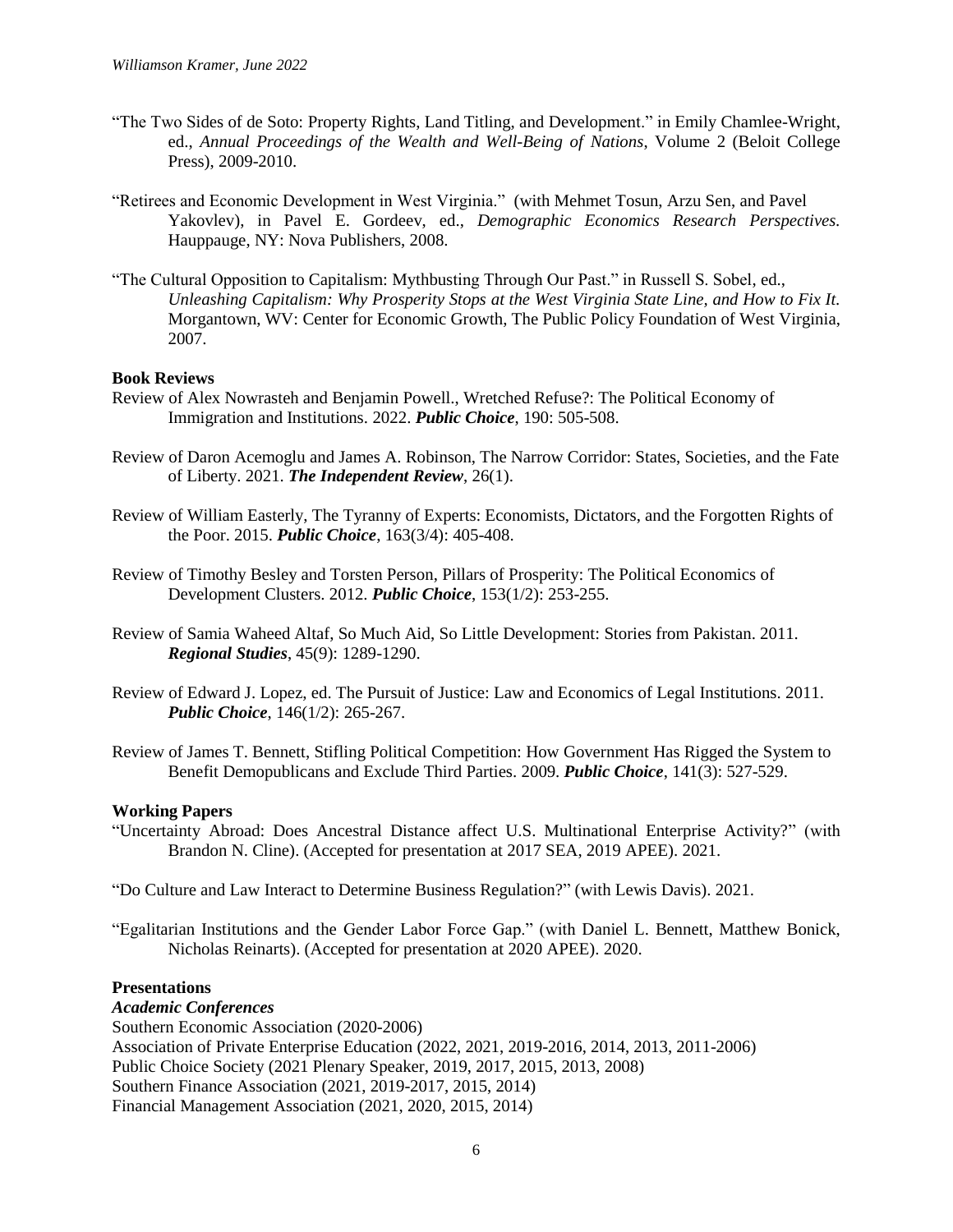"The Two Sides of de Soto: Property Rights, Land Titling, and Development." in Emily Chamlee-Wright, ed., *Annual Proceedings of the Wealth and Well-Being of Nations*, Volume 2 (Beloit College Press), 2009-2010.

"Retirees and Economic Development in West Virginia." (with Mehmet Tosun, Arzu Sen, and Pavel Yakovlev), in Pavel E. Gordeev, ed., *Demographic Economics Research Perspectives.* Hauppauge, NY: Nova Publishers, 2008.

"The Cultural Opposition to Capitalism: Mythbusting Through Our Past." in Russell S. Sobel, ed., *Unleashing Capitalism: Why Prosperity Stops at the West Virginia State Line, and How to Fix It.* Morgantown, WV: Center for Economic Growth, The Public Policy Foundation of West Virginia, 2007.

**Book Reviews**

Review of Alex Nowrasteh and Benjamin Powell., Wretched Refuse?: The Political Economy of Immigration and Institutions. 2022. ***Public Choice***, 190: 505-508.

Review of Daron Acemoglu and James A. Robinson, The Narrow Corridor: States, Societies, and the Fate of Liberty. 2021. ***The Independent Review***, 26(1).

Review of William Easterly, The Tyranny of Experts: Economists, Dictators, and the Forgotten Rights of the Poor. 2015. ***Public Choice***, 163(3/4): 405-408.

Review of Timothy Besley and Torsten Person, Pillars of Prosperity: The Political Economics of Development Clusters. 2012. ***Public Choice***, 153(1/2): 253-255.

Review of Samia Waheed Altaf, So Much Aid, So Little Development: Stories from Pakistan. 2011. ***Regional Studies***, 45(9): 1289-1290.

Review of Edward J. Lopez, ed. The Pursuit of Justice: Law and Economics of Legal Institutions. 2011. ***Public Choice***, 146(1/2): 265-267.

Review of James T. Bennett, Stifling Political Competition: How Government Has Rigged the System to Benefit Demopublicans and Exclude Third Parties. 2009. ***Public Choice***, 141(3): 527-529.

**Working Papers**

"Uncertainty Abroad: Does Ancestral Distance affect U.S. Multinational Enterprise Activity?" (with Brandon N. Cline). (Accepted for presentation at 2017 SEA, 2019 APEE). 2021.

"Do Culture and Law Interact to Determine Business Regulation?" (with Lewis Davis). 2021.

"Egalitarian Institutions and the Gender Labor Force Gap." (with Daniel L. Bennett, Matthew Bonick, Nicholas Reinarts). (Accepted for presentation at 2020 APEE). 2020.

**Presentations**

***Academic Conferences***

Southern Economic Association (2020-2006)
Association of Private Enterprise Education (2022, 2021, 2019-2016, 2014, 2013, 2011-2006)
Public Choice Society (2021 Plenary Speaker, 2019, 2017, 2015, 2013, 2008)
Southern Finance Association (2021, 2019-2017, 2015, 2014)
Financial Management Association (2021, 2020, 2015, 2014)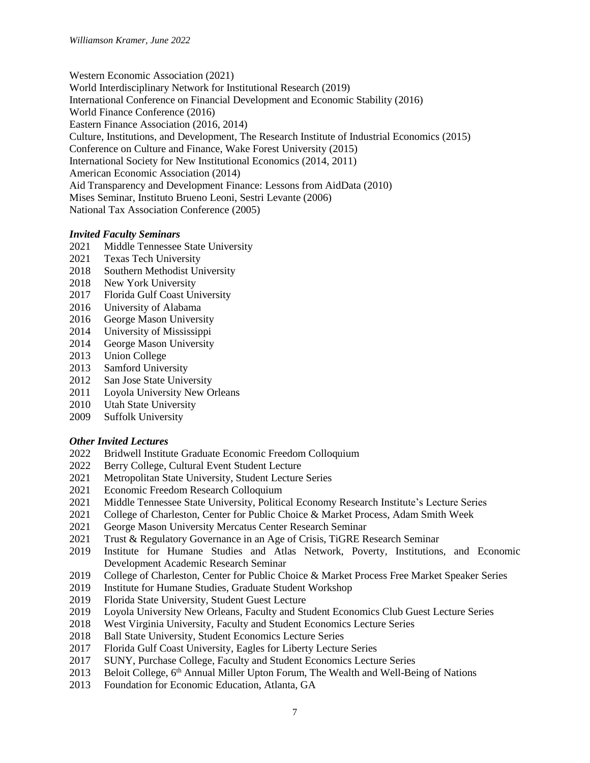Western Economic Association (2021)
World Interdisciplinary Network for Institutional Research (2019)
International Conference on Financial Development and Economic Stability (2016)
World Finance Conference (2016)
Eastern Finance Association (2016, 2014)
Culture, Institutions, and Development, The Research Institute of Industrial Economics (2015)
Conference on Culture and Finance, Wake Forest University (2015)
International Society for New Institutional Economics (2014, 2011)
American Economic Association (2014)
Aid Transparency and Development Finance: Lessons from AidData (2010)
Mises Seminar, Instituto Brueno Leoni, Sestri Levante (2006)
National Tax Association Conference (2005)

### *Invited Faculty Seminars*

2021 Middle Tennessee State University
2021 Texas Tech University
2018 Southern Methodist University
2018 New York University
2017 Florida Gulf Coast University
2016 University of Alabama
2016 George Mason University
2014 University of Mississippi
2014 George Mason University
2013 Union College
2013 Samford University
2012 San Jose State University
2011 Loyola University New Orleans
2010 Utah State University
2009 Suffolk University

### *Other Invited Lectures*

2022 Bridwell Institute Graduate Economic Freedom Colloquium
2022 Berry College, Cultural Event Student Lecture
2021 Metropolitan State University, Student Lecture Series
2021 Economic Freedom Research Colloquium
2021 Middle Tennessee State University, Political Economy Research Institute's Lecture Series
2021 College of Charleston, Center for Public Choice & Market Process, Adam Smith Week
2021 George Mason University Mercatus Center Research Seminar
2021 Trust & Regulatory Governance in an Age of Crisis, TiGRE Research Seminar
2019 Institute for Humane Studies and Atlas Network, Poverty, Institutions, and Economic Development Academic Research Seminar
2019 College of Charleston, Center for Public Choice & Market Process Free Market Speaker Series
2019 Institute for Humane Studies, Graduate Student Workshop
2019 Florida State University, Student Guest Lecture
2019 Loyola University New Orleans, Faculty and Student Economics Club Guest Lecture Series
2018 West Virginia University, Faculty and Student Economics Lecture Series
2018 Ball State University, Student Economics Lecture Series
2017 Florida Gulf Coast University, Eagles for Liberty Lecture Series
2017 SUNY, Purchase College, Faculty and Student Economics Lecture Series
2013 Beloit College, 6th Annual Miller Upton Forum, The Wealth and Well-Being of Nations
2013 Foundation for Economic Education, Atlanta, GA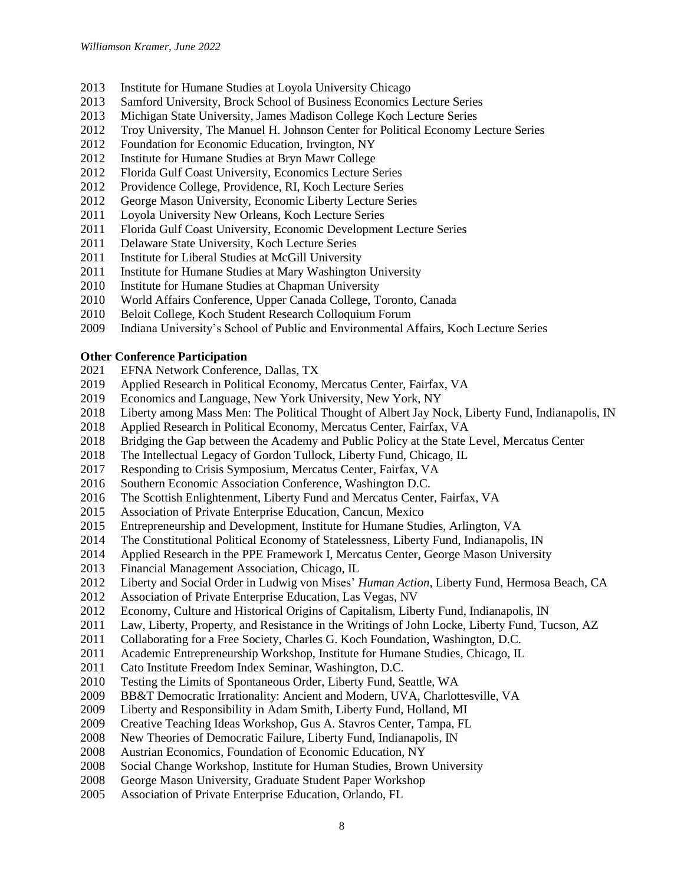2013 Institute for Humane Studies at Loyola University Chicago
2013 Samford University, Brock School of Business Economics Lecture Series
2013 Michigan State University, James Madison College Koch Lecture Series
2012 Troy University, The Manuel H. Johnson Center for Political Economy Lecture Series
2012 Foundation for Economic Education, Irvington, NY
2012 Institute for Humane Studies at Bryn Mawr College
2012 Florida Gulf Coast University, Economics Lecture Series
2012 Providence College, Providence, RI, Koch Lecture Series
2012 George Mason University, Economic Liberty Lecture Series
2011 Loyola University New Orleans, Koch Lecture Series
2011 Florida Gulf Coast University, Economic Development Lecture Series
2011 Delaware State University, Koch Lecture Series
2011 Institute for Liberal Studies at McGill University
2011 Institute for Humane Studies at Mary Washington University
2010 Institute for Humane Studies at Chapman University
2010 World Affairs Conference, Upper Canada College, Toronto, Canada
2010 Beloit College, Koch Student Research Colloquium Forum
2009 Indiana University's School of Public and Environmental Affairs, Koch Lecture Series

**Other Conference Participation**

2021 EFNA Network Conference, Dallas, TX
2019 Applied Research in Political Economy, Mercatus Center, Fairfax, VA
2019 Economics and Language, New York University, New York, NY
2018 Liberty among Mass Men: The Political Thought of Albert Jay Nock, Liberty Fund, Indianapolis, IN
2018 Applied Research in Political Economy, Mercatus Center, Fairfax, VA
2018 Bridging the Gap between the Academy and Public Policy at the State Level, Mercatus Center
2018 The Intellectual Legacy of Gordon Tullock, Liberty Fund, Chicago, IL
2017 Responding to Crisis Symposium, Mercatus Center, Fairfax, VA
2016 Southern Economic Association Conference, Washington D.C.
2016 The Scottish Enlightenment, Liberty Fund and Mercatus Center, Fairfax, VA
2015 Association of Private Enterprise Education, Cancun, Mexico
2015 Entrepreneurship and Development, Institute for Humane Studies, Arlington, VA
2014 The Constitutional Political Economy of Statelessness, Liberty Fund, Indianapolis, IN
2014 Applied Research in the PPE Framework I, Mercatus Center, George Mason University
2013 Financial Management Association, Chicago, IL
2012 Liberty and Social Order in Ludwig von Mises' *Human Action*, Liberty Fund, Hermosa Beach, CA
2012 Association of Private Enterprise Education, Las Vegas, NV
2012 Economy, Culture and Historical Origins of Capitalism, Liberty Fund, Indianapolis, IN
2011 Law, Liberty, Property, and Resistance in the Writings of John Locke, Liberty Fund, Tucson, AZ
2011 Collaborating for a Free Society, Charles G. Koch Foundation, Washington, D.C.
2011 Academic Entrepreneurship Workshop, Institute for Humane Studies, Chicago, IL
2011 Cato Institute Freedom Index Seminar, Washington, D.C.
2010 Testing the Limits of Spontaneous Order, Liberty Fund, Seattle, WA
2009 BB&T Democratic Irrationality: Ancient and Modern, UVA, Charlottesville, VA
2009 Liberty and Responsibility in Adam Smith, Liberty Fund, Holland, MI
2009 Creative Teaching Ideas Workshop, Gus A. Stavros Center, Tampa, FL
2008 New Theories of Democratic Failure, Liberty Fund, Indianapolis, IN
2008 Austrian Economics, Foundation of Economic Education, NY
2008 Social Change Workshop, Institute for Human Studies, Brown University
2008 George Mason University, Graduate Student Paper Workshop
2005 Association of Private Enterprise Education, Orlando, FL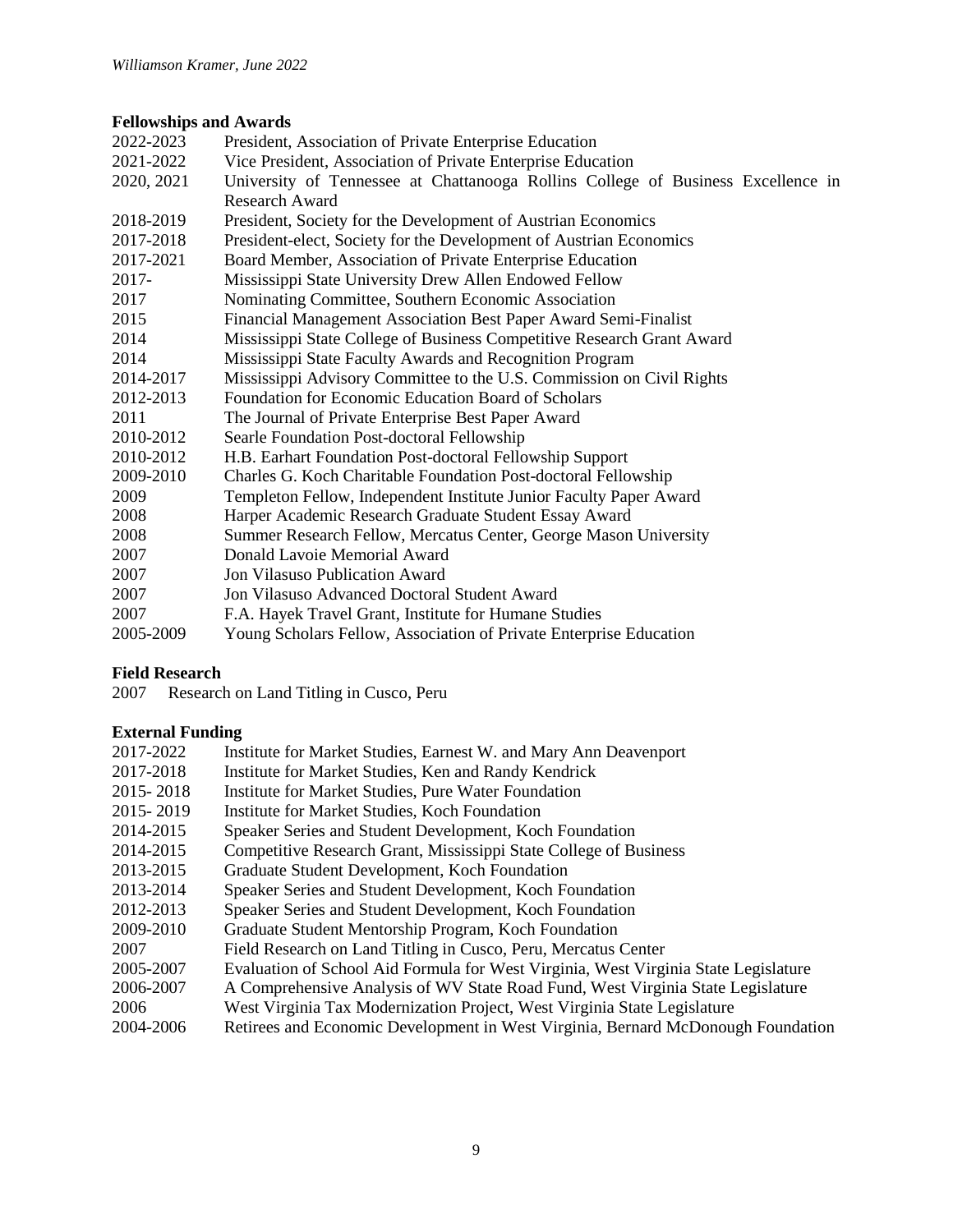## Fellowships and Awards

| | |
|---|---|
| 2022-2023 | President, Association of Private Enterprise Education |
| 2021-2022 | Vice President, Association of Private Enterprise Education |
| 2020, 2021 | University of Tennessee at Chattanooga Rollins College of Business Excellence in Research Award |
| 2018-2019 | President, Society for the Development of Austrian Economics |
| 2017-2018 | President-elect, Society for the Development of Austrian Economics |
| 2017-2021 | Board Member, Association of Private Enterprise Education |
| 2017- | Mississippi State University Drew Allen Endowed Fellow |
| 2017 | Nominating Committee, Southern Economic Association |
| 2015 | Financial Management Association Best Paper Award Semi-Finalist |
| 2014 | Mississippi State College of Business Competitive Research Grant Award |
| 2014 | Mississippi State Faculty Awards and Recognition Program |
| 2014-2017 | Mississippi Advisory Committee to the U.S. Commission on Civil Rights |
| 2012-2013 | Foundation for Economic Education Board of Scholars |
| 2011 | The Journal of Private Enterprise Best Paper Award |
| 2010-2012 | Searle Foundation Post-doctoral Fellowship |
| 2010-2012 | H.B. Earhart Foundation Post-doctoral Fellowship Support |
| 2009-2010 | Charles G. Koch Charitable Foundation Post-doctoral Fellowship |
| 2009 | Templeton Fellow, Independent Institute Junior Faculty Paper Award |
| 2008 | Harper Academic Research Graduate Student Essay Award |
| 2008 | Summer Research Fellow, Mercatus Center, George Mason University |
| 2007 | Donald Lavoie Memorial Award |
| 2007 | Jon Vilasuso Publication Award |
| 2007 | Jon Vilasuso Advanced Doctoral Student Award |
| 2007 | F.A. Hayek Travel Grant, Institute for Humane Studies |
| 2005-2009 | Young Scholars Fellow, Association of Private Enterprise Education |

## Field Research

2007 Research on Land Titling in Cusco, Peru

## External Funding

| | |
|---|---|
| 2017-2022 | Institute for Market Studies, Earnest W. and Mary Ann Deavenport |
| 2017-2018 | Institute for Market Studies, Ken and Randy Kendrick |
| 2015- 2018 | Institute for Market Studies, Pure Water Foundation |
| 2015- 2019 | Institute for Market Studies, Koch Foundation |
| 2014-2015 | Speaker Series and Student Development, Koch Foundation |
| 2014-2015 | Competitive Research Grant, Mississippi State College of Business |
| 2013-2015 | Graduate Student Development, Koch Foundation |
| 2013-2014 | Speaker Series and Student Development, Koch Foundation |
| 2012-2013 | Speaker Series and Student Development, Koch Foundation |
| 2009-2010 | Graduate Student Mentorship Program, Koch Foundation |
| 2007 | Field Research on Land Titling in Cusco, Peru, Mercatus Center |
| 2005-2007 | Evaluation of School Aid Formula for West Virginia, West Virginia State Legislature |
| 2006-2007 | A Comprehensive Analysis of WV State Road Fund, West Virginia State Legislature |
| 2006 | West Virginia Tax Modernization Project, West Virginia State Legislature |
| 2004-2006 | Retirees and Economic Development in West Virginia, Bernard McDonough Foundation |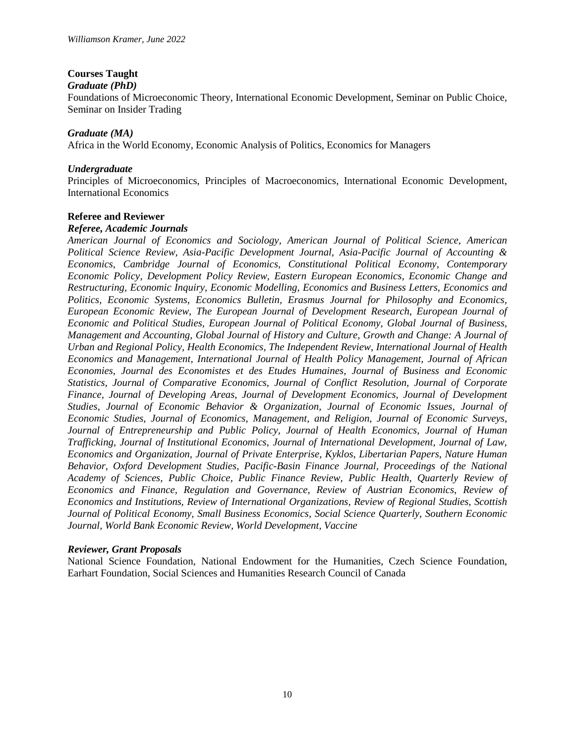**Courses Taught**

***Graduate (PhD)***

Foundations of Microeconomic Theory, International Economic Development, Seminar on Public Choice, Seminar on Insider Trading

***Graduate (MA)***

Africa in the World Economy, Economic Analysis of Politics, Economics for Managers

***Undergraduate***

Principles of Microeconomics, Principles of Macroeconomics, International Economic Development, International Economics

**Referee and Reviewer**

***Referee, Academic Journals***

*American Journal of Economics and Sociology, American Journal of Political Science, American Political Science Review, Asia-Pacific Development Journal, Asia-Pacific Journal of Accounting & Economics, Cambridge Journal of Economics, Constitutional Political Economy, Contemporary Economic Policy, Development Policy Review, Eastern European Economics, Economic Change and Restructuring, Economic Inquiry, Economic Modelling, Economics and Business Letters, Economics and Politics, Economic Systems, Economics Bulletin, Erasmus Journal for Philosophy and Economics, European Economic Review, The European Journal of Development Research, European Journal of Economic and Political Studies, European Journal of Political Economy, Global Journal of Business, Management and Accounting, Global Journal of History and Culture, Growth and Change: A Journal of Urban and Regional Policy, Health Economics, The Independent Review, International Journal of Health Economics and Management, International Journal of Health Policy Management, Journal of African Economies, Journal des Economistes et des Etudes Humaines, Journal of Business and Economic Statistics, Journal of Comparative Economics, Journal of Conflict Resolution, Journal of Corporate Finance, Journal of Developing Areas, Journal of Development Economics, Journal of Development Studies, Journal of Economic Behavior & Organization, Journal of Economic Issues, Journal of Economic Studies, Journal of Economics, Management, and Religion, Journal of Economic Surveys, Journal of Entrepreneurship and Public Policy, Journal of Health Economics, Journal of Human Trafficking, Journal of Institutional Economics, Journal of International Development, Journal of Law, Economics and Organization, Journal of Private Enterprise, Kyklos, Libertarian Papers, Nature Human Behavior, Oxford Development Studies, Pacific-Basin Finance Journal, Proceedings of the National Academy of Sciences, Public Choice, Public Finance Review, Public Health, Quarterly Review of Economics and Finance, Regulation and Governance, Review of Austrian Economics, Review of Economics and Institutions, Review of International Organizations, Review of Regional Studies, Scottish Journal of Political Economy, Small Business Economics, Social Science Quarterly, Southern Economic Journal, World Bank Economic Review, World Development, Vaccine*

***Reviewer, Grant Proposals***

National Science Foundation, National Endowment for the Humanities, Czech Science Foundation, Earhart Foundation, Social Sciences and Humanities Research Council of Canada